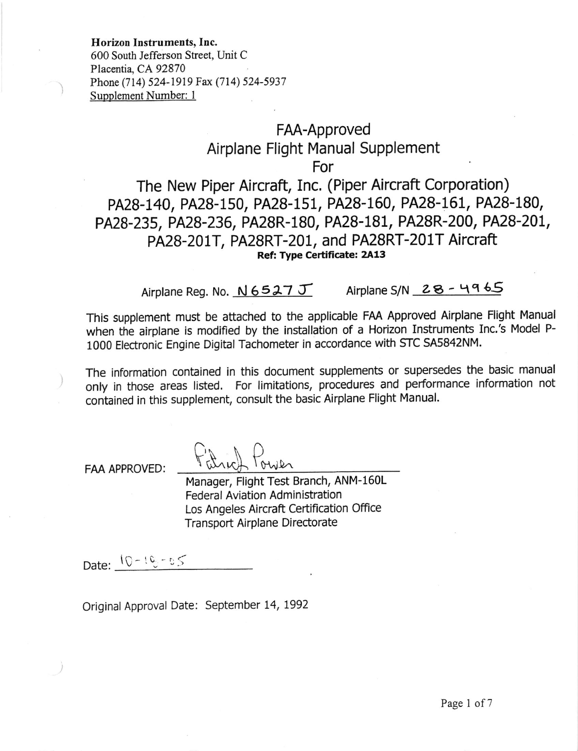**Horizon Instruments, Inc.**
600 South Jefferson Street, Unit C
Placentia, CA 92870
Phone (714) 524-1919 Fax (714) 524-5937
Supplement Number: 1

# FAA-Approved Airplane Flight Manual Supplement For The New Piper Aircraft, Inc. (Piper Aircraft Corporation) PA28-140, PA28-150, PA28-151, PA28-160, PA28-161, PA28-180, PA28-235, PA28-236, PA28R-180, PA28-181, PA28R-200, PA28-201, PA28-201T, PA28RT-201, and PA28RT-201T Aircraft

**Ref: Type Certificate: 2A13**

Airplane Reg. No. N6527J    Airplane S/N 28-4965

This supplement must be attached to the applicable FAA Approved Airplane Flight Manual when the airplane is modified by the installation of a Horizon Instruments Inc.'s Model P-1000 Electronic Engine Digital Tachometer in accordance with STC SA5842NM.

The information contained in this document supplements or supersedes the basic manual only in those areas listed. For limitations, procedures and performance information not contained in this supplement, consult the basic Airplane Flight Manual.

FAA APPROVED: Patrick Power
Manager, Flight Test Branch, ANM-160L
Federal Aviation Administration
Los Angeles Aircraft Certification Office
Transport Airplane Directorate

Date: 10-18-05

Original Approval Date: September 14, 1992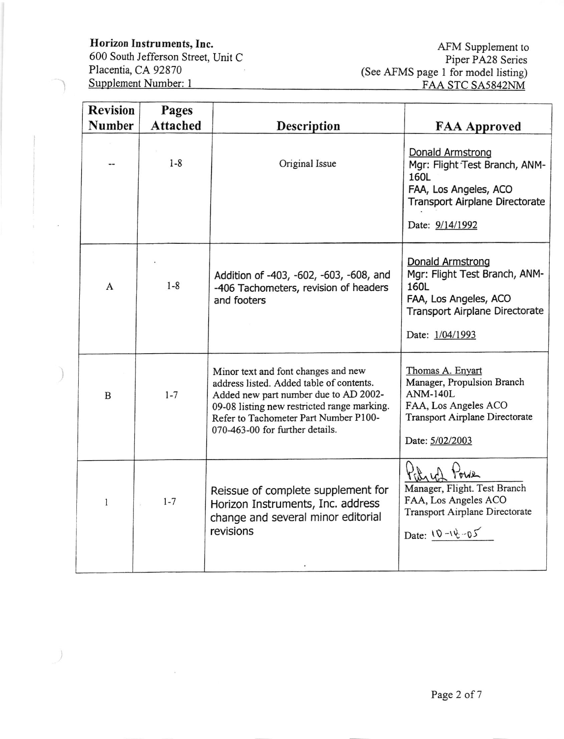Horizon Instruments, Inc.
600 South Jefferson Street, Unit C
Placentia, CA 92870
Supplement Number: 1

AFM Supplement to
Piper PA28 Series
(See AFMS page 1 for model listing)
FAA STC SA5842NM

| Revision Number | Pages Attached | Description | FAA Approved |
|---|---|---|---|
| -- | 1-8 | Original Issue | Donald Armstrong<br>Mgr: Flight Test Branch, ANM-160L<br>FAA, Los Angeles, ACO<br>Transport Airplane Directorate<br>Date: 9/14/1992 |
| A | 1-8 | Addition of -403, -602, -603, -608, and -406 Tachometers, revision of headers and footers | Donald Armstrong<br>Mgr: Flight Test Branch, ANM-160L<br>FAA, Los Angeles, ACO<br>Transport Airplane Directorate<br>Date: 1/04/1993 |
| B | 1-7 | Minor text and font changes and new address listed. Added table of contents. Added new part number due to AD 2002-09-08 listing new restricted range marking. Refer to Tachometer Part Number P100-070-463-00 for further details. | Thomas A. Enyart<br>Manager, Propulsion Branch<br>ANM-140L<br>FAA, Los Angeles ACO<br>Transport Airplane Directorate<br>Date: 5/02/2003 |
| 1 | 1-7 | Reissue of complete supplement for Horizon Instruments, Inc. address change and several minor editorial revisions | [Signature]<br>Manager, Flight. Test Branch<br>FAA, Los Angeles ACO<br>Transport Airplane Directorate<br>Date: 10-18-05 |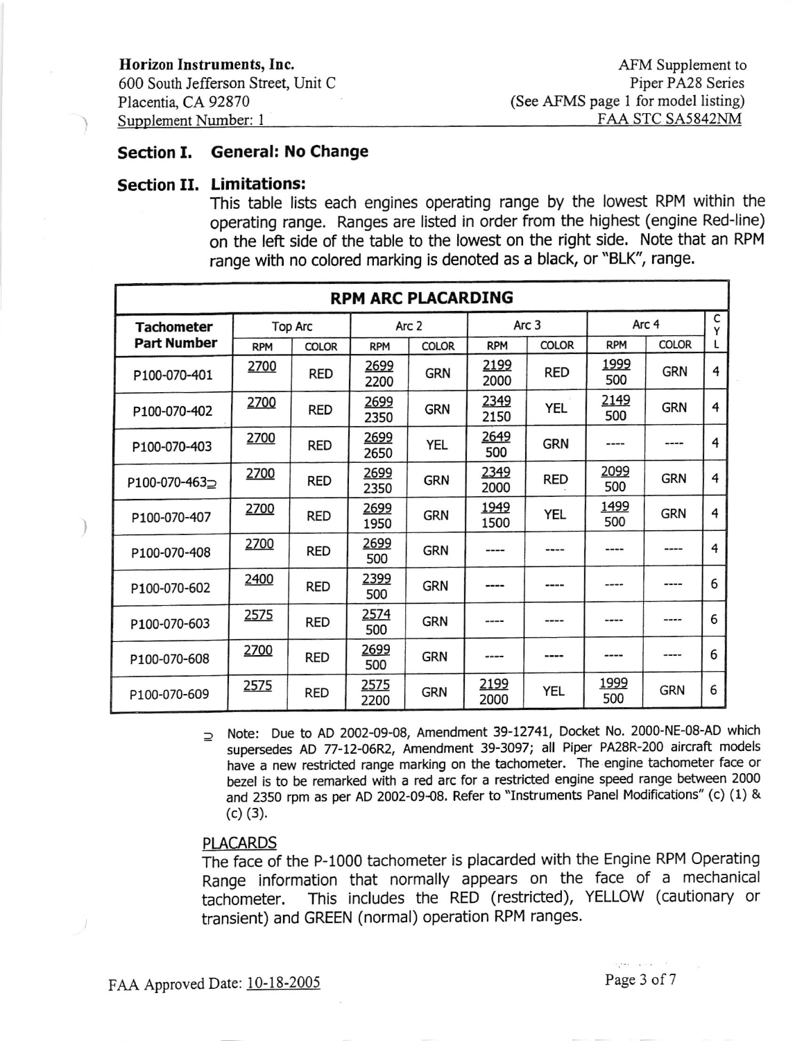## Section I. General: No Change

## Section II. Limitations:

This table lists each engines operating range by the lowest RPM within the operating range. Ranges are listed in order from the highest (engine Red-line) on the left side of the table to the lowest on the right side. Note that an RPM range with no colored marking is denoted as a black, or "BLK", range.

| RPM ARC PLACARDING | | | | | | | | | |
|---|---|---|---|---|---|---|---|---|---|
| **Tachometer Part Number** | **Top Arc** | | **Arc 2** | | **Arc 3** | | **Arc 4** | | **CYL** |
| | RPM | COLOR | RPM | COLOR | RPM | COLOR | RPM | COLOR | |
| P100-070-401 | 2700 | RED | 2699 2200 | GRN | 2199 2000 | RED | 1999 500 | GRN | 4 |
| P100-070-402 | 2700 | RED | 2699 2350 | GRN | 2349 2150 | YEL | 2149 500 | GRN | 4 |
| P100-070-403 | 2700 | RED | 2699 2650 | YEL | 2649 500 | GRN | ---- | ---- | 4 |
| P100-070-463⊇ | 2700 | RED | 2699 2350 | GRN | 2349 2000 | RED | 2099 500 | GRN | 4 |
| P100-070-407 | 2700 | RED | 2699 1950 | GRN | 1949 1500 | YEL | 1499 500 | GRN | 4 |
| P100-070-408 | 2700 | RED | 2699 500 | GRN | ---- | ---- | ---- | ---- | 4 |
| P100-070-602 | 2400 | RED | 2399 500 | GRN | ---- | ---- | ---- | ---- | 6 |
| P100-070-603 | 2575 | RED | 2574 500 | GRN | ---- | ---- | ---- | ---- | 6 |
| P100-070-608 | 2700 | RED | 2699 500 | GRN | ---- | ---- | ---- | ---- | 6 |
| P100-070-609 | 2575 | RED | 2575 2200 | GRN | 2199 2000 | YEL | 1999 500 | GRN | 6 |

⊇ Note: Due to AD 2002-09-08, Amendment 39-12741, Docket No. 2000-NE-08-AD which supersedes AD 77-12-06R2, Amendment 39-3097; all Piper PA28R-200 aircraft models have a new restricted range marking on the tachometer. The engine tachometer face or bezel is to be remarked with a red arc for a restricted engine speed range between 2000 and 2350 rpm as per AD 2002-09-08. Refer to "Instruments Panel Modifications" (c) (1) & (c) (3).

### PLACARDS

The face of the P-1000 tachometer is placarded with the Engine RPM Operating Range information that normally appears on the face of a mechanical tachometer. This includes the RED (restricted), YELLOW (cautionary or transient) and GREEN (normal) operation RPM ranges.

FAA Approved Date: 10-18-2005